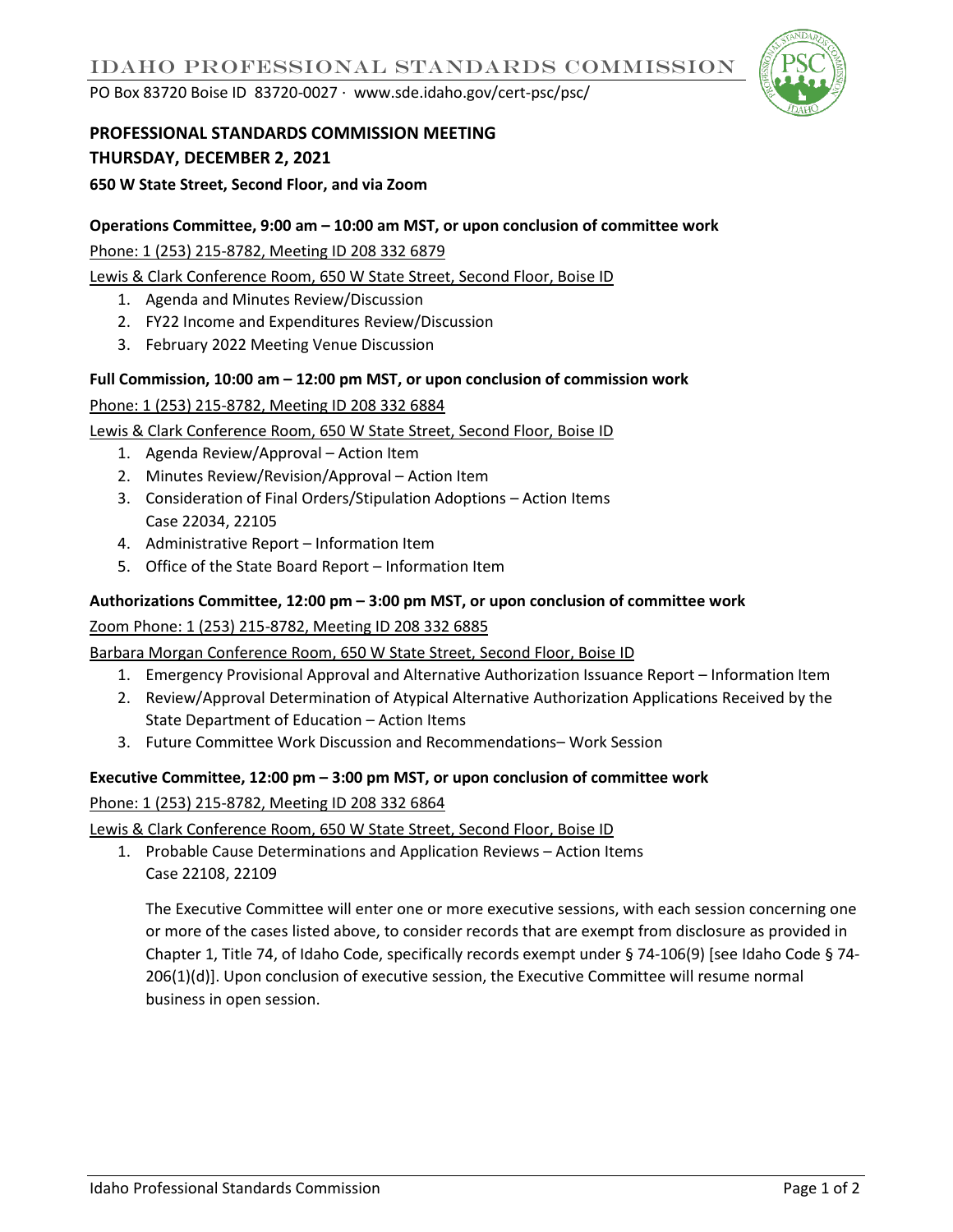# IDAHO PROFESSIONAL STANDARDS COMMISSION

PO Box 83720 Boise ID 83720-0027 · www.sde.idaho.gov/cert-psc/psc/

## PROFESSIONAL STANDARDS COMMISSION MEETING

## THURSDAY, DECEMBER 2, 2021

**650 W State Street, Second Floor, and via Zoom**

### Operations Committee, 9:00 am – 10:00 am MST, or upon conclusion of committee work

Phone: 1 (253) 215-8782, Meeting ID 208 332 6879

Lewis & Clark Conference Room, 650 W State Street, Second Floor, Boise ID

1. Agenda and Minutes Review/Discussion
2. FY22 Income and Expenditures Review/Discussion
3. February 2022 Meeting Venue Discussion

### Full Commission, 10:00 am – 12:00 pm MST, or upon conclusion of commission work

Phone: 1 (253) 215-8782, Meeting ID 208 332 6884

Lewis & Clark Conference Room, 650 W State Street, Second Floor, Boise ID

1. Agenda Review/Approval – Action Item
2. Minutes Review/Revision/Approval – Action Item
3. Consideration of Final Orders/Stipulation Adoptions – Action Items
   Case 22034, 22105
4. Administrative Report – Information Item
5. Office of the State Board Report – Information Item

### Authorizations Committee, 12:00 pm – 3:00 pm MST, or upon conclusion of committee work

Zoom Phone: 1 (253) 215-8782, Meeting ID 208 332 6885

Barbara Morgan Conference Room, 650 W State Street, Second Floor, Boise ID

1. Emergency Provisional Approval and Alternative Authorization Issuance Report – Information Item
2. Review/Approval Determination of Atypical Alternative Authorization Applications Received by the State Department of Education – Action Items
3. Future Committee Work Discussion and Recommendations– Work Session

### Executive Committee, 12:00 pm – 3:00 pm MST, or upon conclusion of committee work

Phone: 1 (253) 215-8782, Meeting ID 208 332 6864

Lewis & Clark Conference Room, 650 W State Street, Second Floor, Boise ID

1. Probable Cause Determinations and Application Reviews – Action Items
   Case 22108, 22109

   The Executive Committee will enter one or more executive sessions, with each session concerning one or more of the cases listed above, to consider records that are exempt from disclosure as provided in Chapter 1, Title 74, of Idaho Code, specifically records exempt under § 74-106(9) [see Idaho Code § 74-206(1)(d)]. Upon conclusion of executive session, the Executive Committee will resume normal business in open session.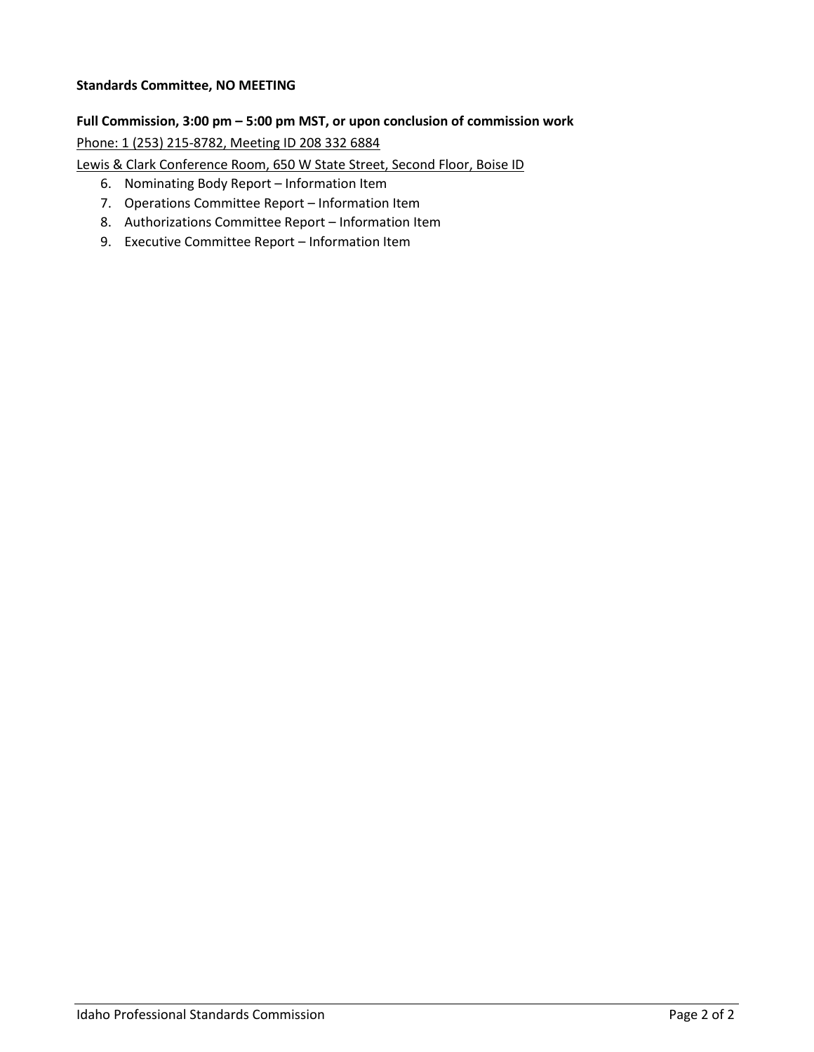**Standards Committee, NO MEETING**

**Full Commission, 3:00 pm – 5:00 pm MST, or upon conclusion of commission work**

Phone: 1 (253) 215-8782, Meeting ID 208 332 6884

Lewis & Clark Conference Room, 650 W State Street, Second Floor, Boise ID

6. Nominating Body Report – Information Item
7. Operations Committee Report – Information Item
8. Authorizations Committee Report – Information Item
9. Executive Committee Report – Information Item